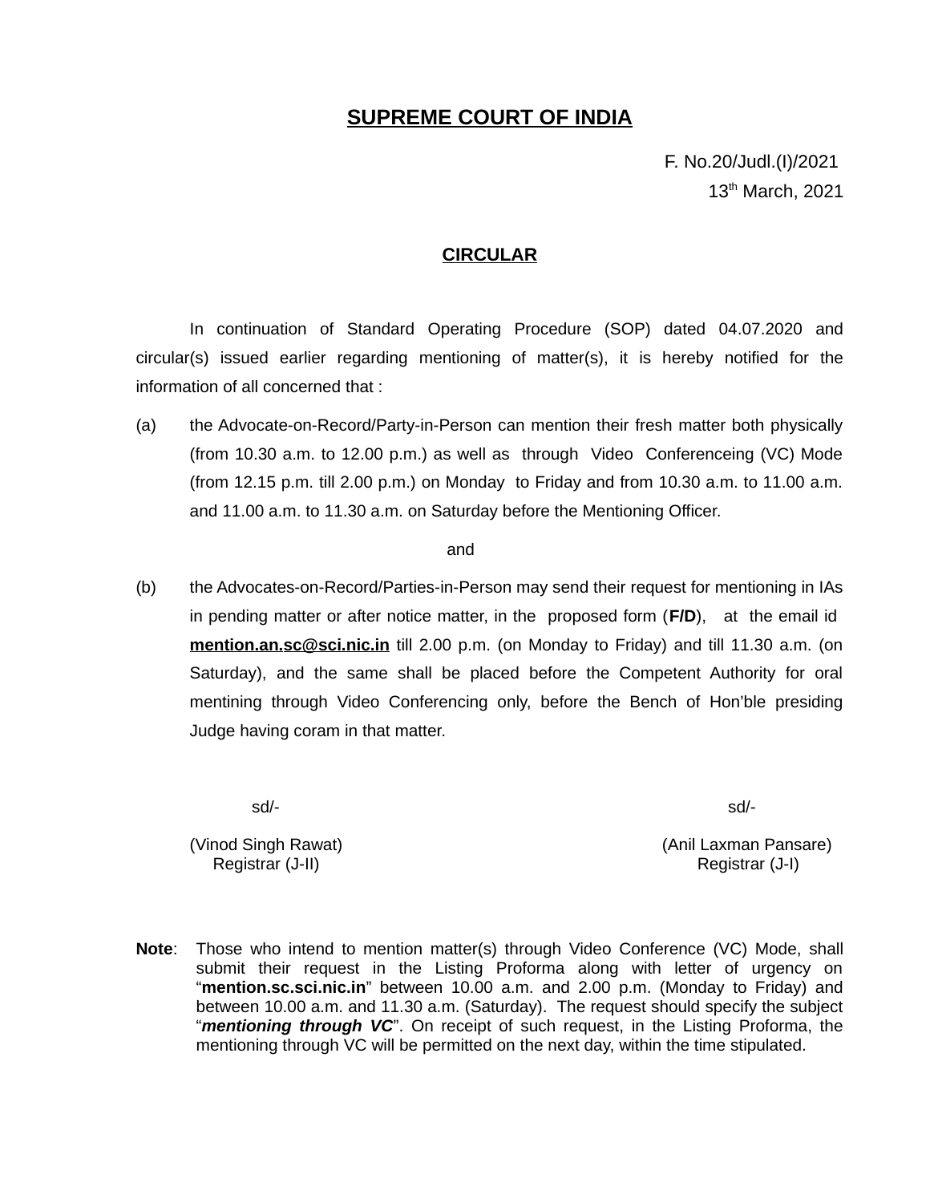# SUPREME COURT OF INDIA

F. No.20/Judl.(I)/2021
13th March, 2021

## CIRCULAR

In continuation of Standard Operating Procedure (SOP) dated 04.07.2020 and circular(s) issued earlier regarding mentioning of matter(s), it is hereby notified for the information of all concerned that :

(a) the Advocate-on-Record/Party-in-Person can mention their fresh matter both physically (from 10.30 a.m. to 12.00 p.m.) as well as through Video Conferenceing (VC) Mode (from 12.15 p.m. till 2.00 p.m.) on Monday to Friday and from 10.30 a.m. to 11.00 a.m. and 11.00 a.m. to 11.30 a.m. on Saturday before the Mentioning Officer.

and

(b) the Advocates-on-Record/Parties-in-Person may send their request for mentioning in IAs in pending matter or after notice matter, in the proposed form (**F/D**), at the email id **mention.an.sc@sci.nic.in** till 2.00 p.m. (on Monday to Friday) and till 11.30 a.m. (on Saturday), and the same shall be placed before the Competent Authority for oral mentining through Video Conferencing only, before the Bench of Hon'ble presiding Judge having coram in that matter.

sd/-
(Vinod Singh Rawat)
Registrar (J-II)

sd/-
(Anil Laxman Pansare)
Registrar (J-I)

**Note**: Those who intend to mention matter(s) through Video Conference (VC) Mode, shall submit their request in the Listing Proforma along with letter of urgency on "**mention.sc.sci.nic.in**" between 10.00 a.m. and 2.00 p.m. (Monday to Friday) and between 10.00 a.m. and 11.30 a.m. (Saturday). The request should specify the subject "***mentioning through VC***". On receipt of such request, in the Listing Proforma, the mentioning through VC will be permitted on the next day, within the time stipulated.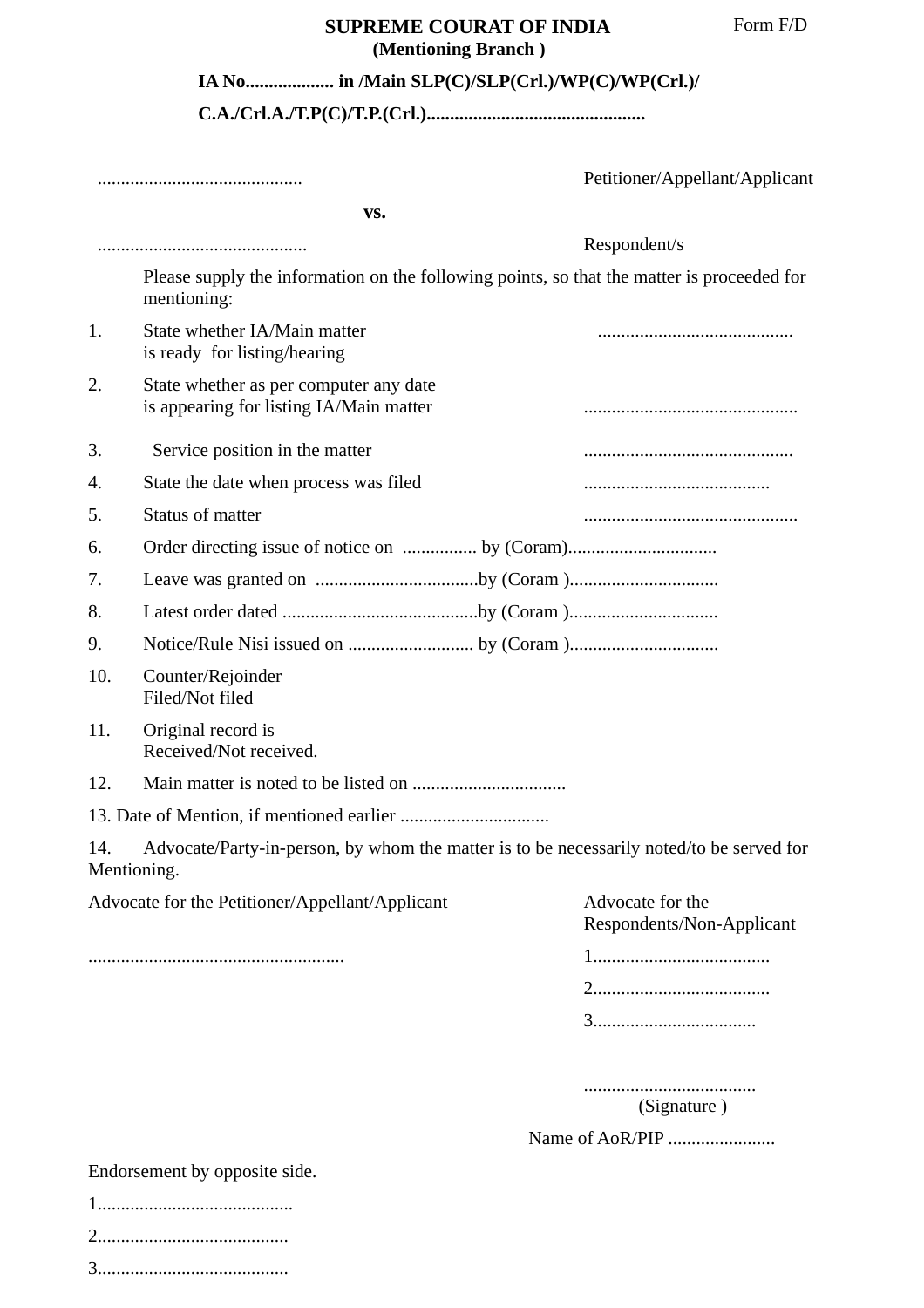Form F/D

# SUPREME COURAT OF INDIA

**(Mentioning Branch )**

**IA No................... in /Main SLP(C)/SLP(Crl.)/WP(C)/WP(Crl.)/**

**C.A./Crl.A./T.P(C)/T.P.(Crl.)..............................................**

............................................ Petitioner/Appellant/Applicant

**vs.**

............................................ Respondent/s

Please supply the information on the following points, so that the matter is proceeded for mentioning:

1. State whether IA/Main matter is ready for listing/hearing ..........................................
2. State whether as per computer any date is appearing for listing IA/Main matter .............................................
3. Service position in the matter .............................................
4. State the date when process was filed ........................................
5. Status of matter .............................................
6. Order directing issue of notice on ................ by (Coram)................................
7. Leave was granted on ...................................by (Coram )................................
8. Latest order dated ..........................................by (Coram )................................
9. Notice/Rule Nisi issued on ........................... by (Coram )................................
10. Counter/Rejoinder Filed/Not filed
11. Original record is Received/Not received.
12. Main matter is noted to be listed on .................................
13. Date of Mention, if mentioned earlier ................................
14. Advocate/Party-in-person, by whom the matter is to be necessarily noted/to be served for Mentioning.

Advocate for the Petitioner/Appellant/Applicant

......................................................

Advocate for the Respondents/Non-Applicant

1......................................

2......................................

3...................................

.....................................

(Signature )

Name of AoR/PIP .......................

Endorsement by opposite side.

1..........................................

2.........................................

3.........................................